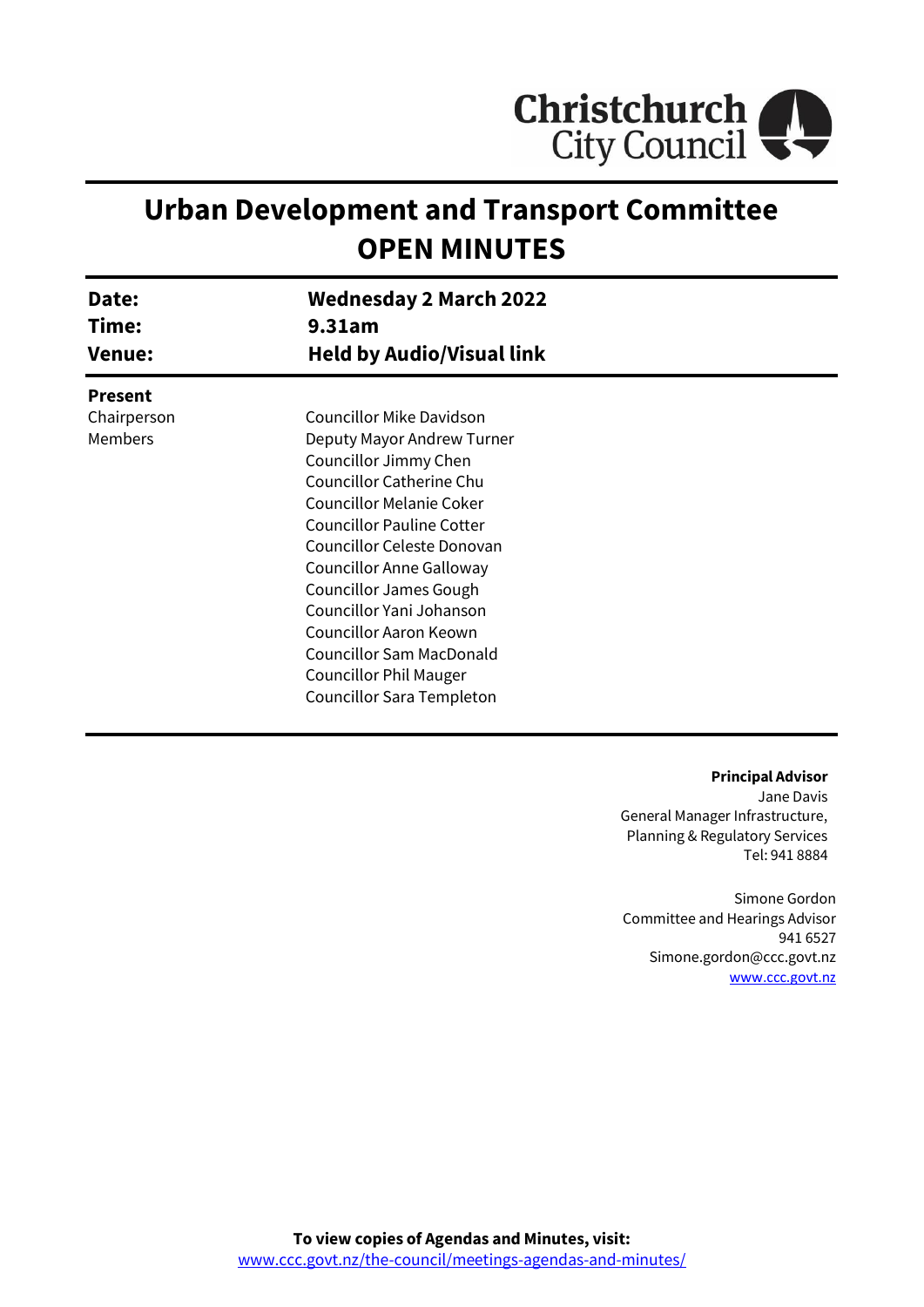Christchurch City Council

# Urban Development and Transport Committee
# OPEN MINUTES

| | |
|---|---|
| **Date:** | **Wednesday 2 March 2022** |
| **Time:** | **9.31am** |
| **Venue:** | **Held by Audio/Visual link** |

**Present**

| | |
|---|---|
| Chairperson | Councillor Mike Davidson |
| Members | Deputy Mayor Andrew Turner |
| | Councillor Jimmy Chen |
| | Councillor Catherine Chu |
| | Councillor Melanie Coker |
| | Councillor Pauline Cotter |
| | Councillor Celeste Donovan |
| | Councillor Anne Galloway |
| | Councillor James Gough |
| | Councillor Yani Johanson |
| | Councillor Aaron Keown |
| | Councillor Sam MacDonald |
| | Councillor Phil Mauger |
| | Councillor Sara Templeton |

**Principal Advisor**
Jane Davis
General Manager Infrastructure, Planning & Regulatory Services
Tel: 941 8884

Simone Gordon
Committee and Hearings Advisor
941 6527
Simone.gordon@ccc.govt.nz
www.ccc.govt.nz

**To view copies of Agendas and Minutes, visit:**
www.ccc.govt.nz/the-council/meetings-agendas-and-minutes/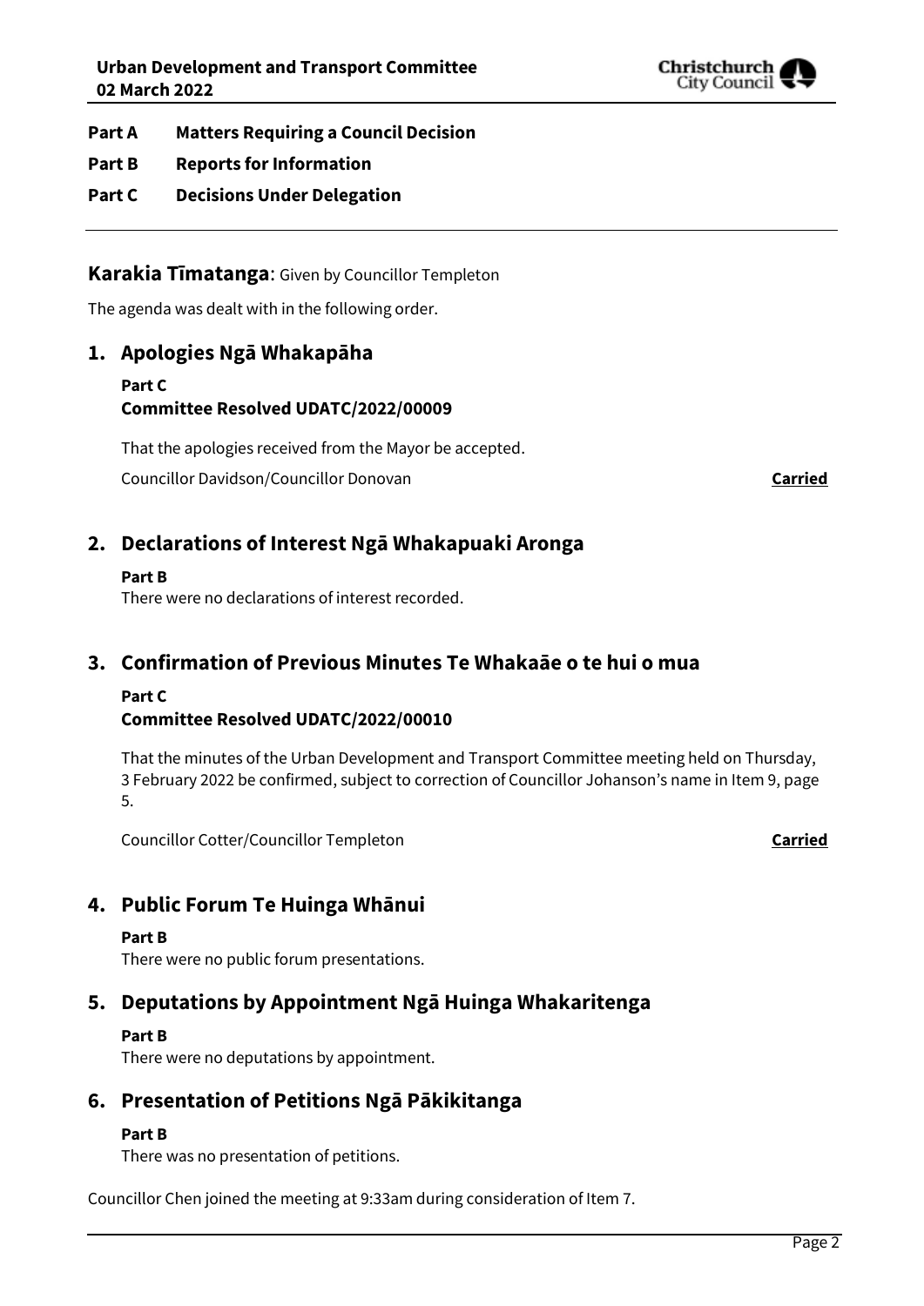**Part A Matters Requiring a Council Decision**

**Part B Reports for Information**

**Part C Decisions Under Delegation**

---

## Karakia Tīmatanga: Given by Councillor Templeton

The agenda was dealt with in the following order.

## 1. Apologies Ngā Whakapāha

**Part C**

**Committee Resolved UDATC/2022/00009**

That the apologies received from the Mayor be accepted.

Councillor Davidson/Councillor Donovan **Carried**

## 2. Declarations of Interest Ngā Whakapuaki Aronga

**Part B**

There were no declarations of interest recorded.

## 3. Confirmation of Previous Minutes Te Whakaāe o te hui o mua

**Part C**

**Committee Resolved UDATC/2022/00010**

That the minutes of the Urban Development and Transport Committee meeting held on Thursday, 3 February 2022 be confirmed, subject to correction of Councillor Johanson's name in Item 9, page 5.

Councillor Cotter/Councillor Templeton **Carried**

## 4. Public Forum Te Huinga Whānui

**Part B**

There were no public forum presentations.

## 5. Deputations by Appointment Ngā Huinga Whakaritenga

**Part B**

There were no deputations by appointment.

## 6. Presentation of Petitions Ngā Pākikitanga

**Part B**

There was no presentation of petitions.

Councillor Chen joined the meeting at 9:33am during consideration of Item 7.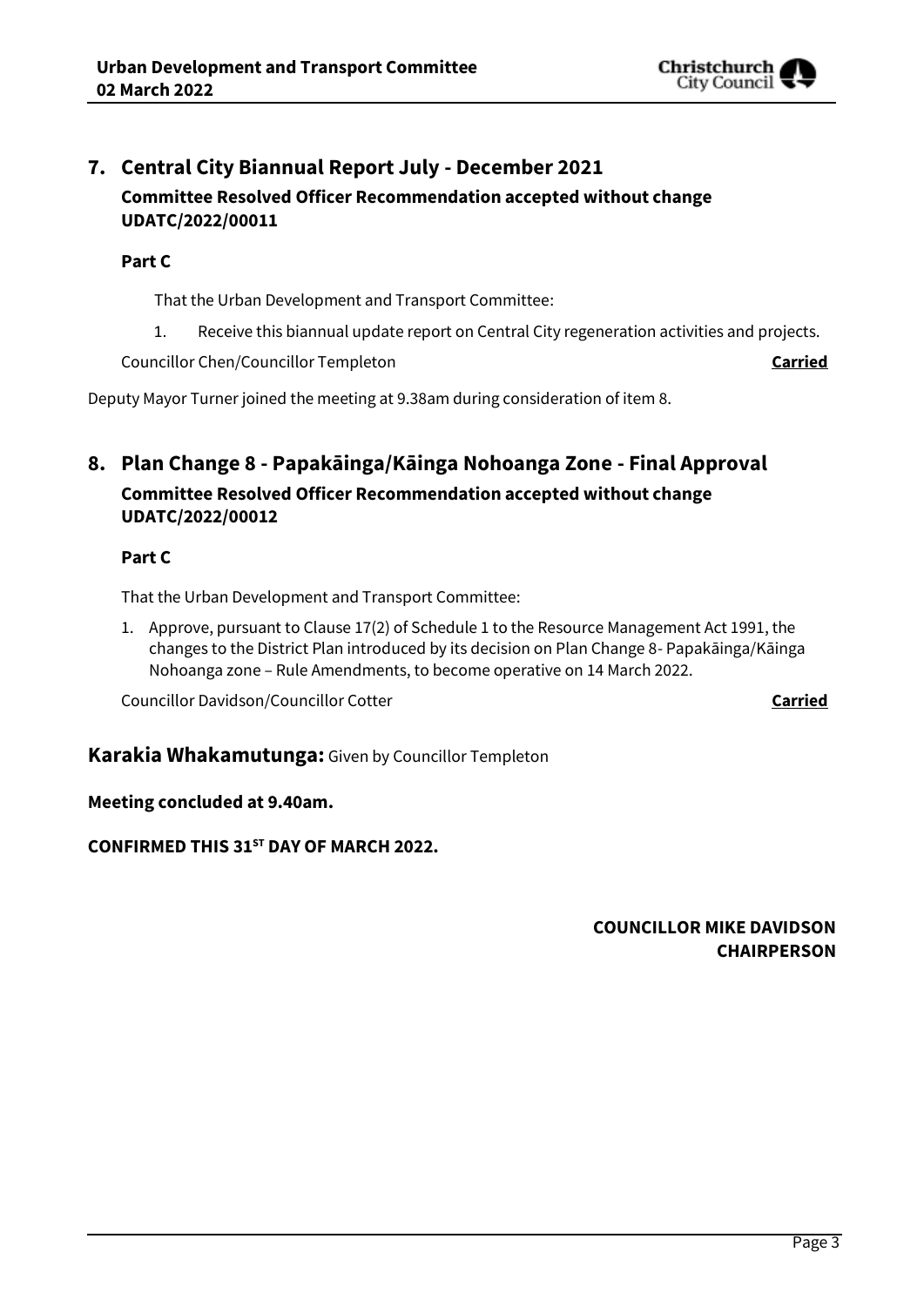## 7. Central City Biannual Report July - December 2021

**Committee Resolved Officer Recommendation accepted without change UDATC/2022/00011**

**Part C**

That the Urban Development and Transport Committee:

1. Receive this biannual update report on Central City regeneration activities and projects.

Councillor Chen/Councillor Templeton **Carried**

Deputy Mayor Turner joined the meeting at 9.38am during consideration of item 8.

## 8. Plan Change 8 - Papakāinga/Kāinga Nohoanga Zone - Final Approval

**Committee Resolved Officer Recommendation accepted without change UDATC/2022/00012**

**Part C**

That the Urban Development and Transport Committee:

1. Approve, pursuant to Clause 17(2) of Schedule 1 to the Resource Management Act 1991, the changes to the District Plan introduced by its decision on Plan Change 8- Papakāinga/Kāinga Nohoanga zone – Rule Amendments, to become operative on 14 March 2022.

Councillor Davidson/Councillor Cotter **Carried**

**Karakia Whakamutunga:** Given by Councillor Templeton

**Meeting concluded at 9.40am.**

**CONFIRMED THIS 31ST DAY OF MARCH 2022.**

**COUNCILLOR MIKE DAVIDSON**
**CHAIRPERSON**